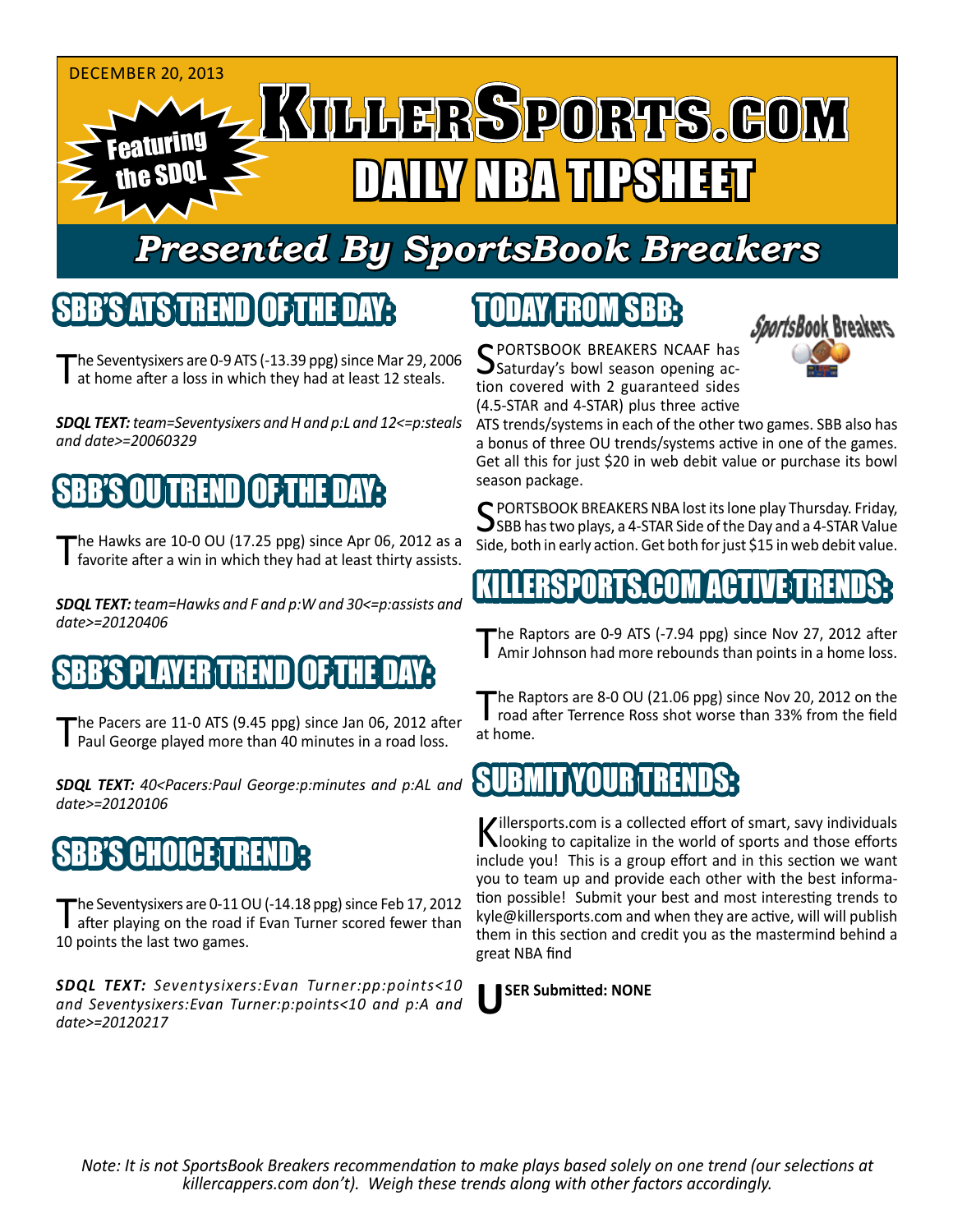DECEMBER 20, 2013

Featuring the SDQL

# KillerSports.com
# DAILY NBA TIPSHEET

## Presented By SportsBook Breakers

## SBB'S ATS TREND OF THE DAY:

The Seventysixers are 0-9 ATS (-13.39 ppg) since Mar 29, 2006 at home after a loss in which they had at least 12 steals.

***SDQL TEXT:*** *team=Seventysixers and H and p:L and 12<=p:steals and date>=20060329*

## SBB'S OU TREND OF THE DAY:

The Hawks are 10-0 OU (17.25 ppg) since Apr 06, 2012 as a favorite after a win in which they had at least thirty assists.

***SDQL TEXT:*** *team=Hawks and F and p:W and 30<=p:assists and date>=20120406*

## SBB'S PLAYER TREND OF THE DAY:

The Pacers are 11-0 ATS (9.45 ppg) since Jan 06, 2012 after Paul George played more than 40 minutes in a road loss.

***SDQL TEXT:*** *40<Pacers:Paul George:p:minutes and p:AL and date>=20120106*

## SBB'S CHOICE TREND:

The Seventysixers are 0-11 OU (-14.18 ppg) since Feb 17, 2012 after playing on the road if Evan Turner scored fewer than 10 points the last two games.

***SDQL TEXT:*** *Seventysixers:Evan Turner:pp:points<10 and Seventysixers:Evan Turner:p:points<10 and p:A and date>=20120217*

## TODAY FROM SBB:

SPORTSBOOK BREAKERS NCAAF has Saturday's bowl season opening action covered with 2 guaranteed sides (4.5-STAR and 4-STAR) plus three active ATS trends/systems in each of the other two games. SBB also has a bonus of three OU trends/systems active in one of the games. Get all this for just $20 in web debit value or purchase its bowl season package.

SPORTSBOOK BREAKERS NBA lost its lone play Thursday. Friday, SBB has two plays, a 4-STAR Side of the Day and a 4-STAR Value Side, both in early action. Get both for just $15 in web debit value.

## KILLERSPORTS.COM ACTIVE TRENDS:

The Raptors are 0-9 ATS (-7.94 ppg) since Nov 27, 2012 after Amir Johnson had more rebounds than points in a home loss.

The Raptors are 8-0 OU (21.06 ppg) since Nov 20, 2012 on the road after Terrence Ross shot worse than 33% from the field at home.

## SUBMIT YOUR TRENDS:

Killersports.com is a collected effort of smart, savy individuals looking to capitalize in the world of sports and those efforts include you! This is a group effort and in this section we want you to team up and provide each other with the best information possible! Submit your best and most interesting trends to kyle@killersports.com and when they are active, will will publish them in this section and credit you as the mastermind behind a great NBA find

**USER Submitted: NONE**

*Note: It is not SportsBook Breakers recommendation to make plays based solely on one trend (our selections at killercappers.com don't). Weigh these trends along with other factors accordingly.*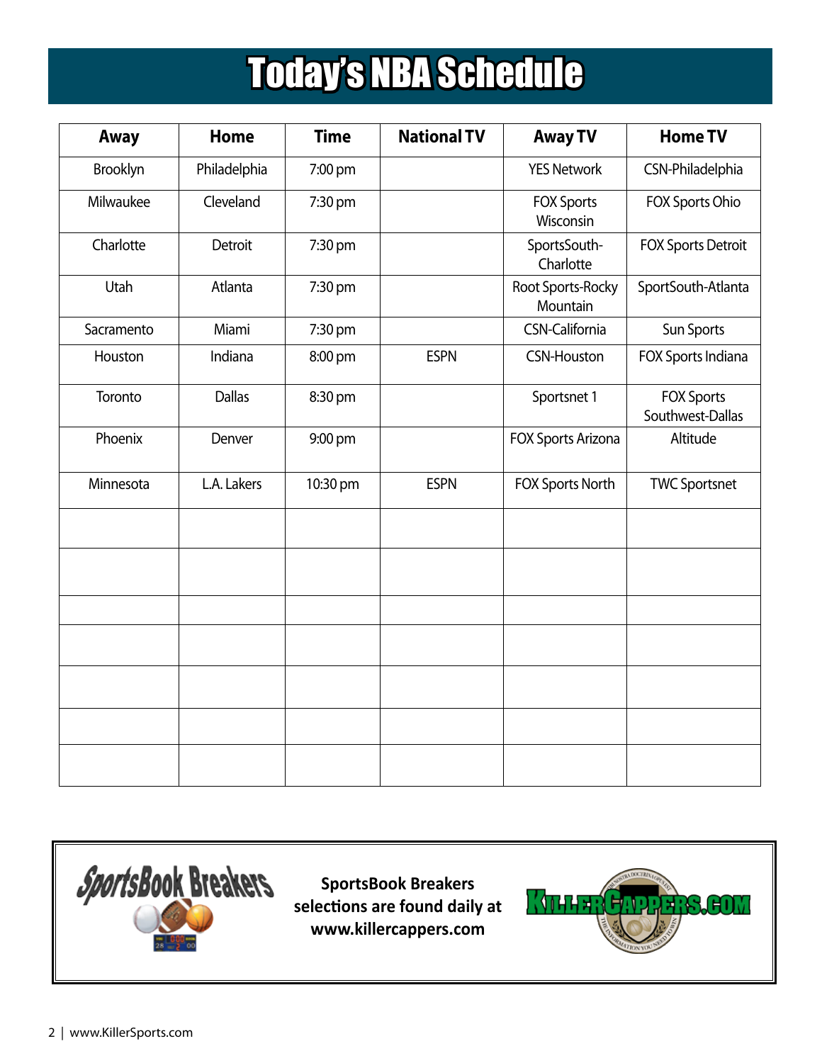# Today's NBA Schedule

| Away | Home | Time | National TV | Away TV | Home TV |
|---|---|---|---|---|---|
| Brooklyn | Philadelphia | 7:00 pm | | YES Network | CSN-Philadelphia |
| Milwaukee | Cleveland | 7:30 pm | | FOX Sports Wisconsin | FOX Sports Ohio |
| Charlotte | Detroit | 7:30 pm | | SportsSouth-Charlotte | FOX Sports Detroit |
| Utah | Atlanta | 7:30 pm | | Root Sports-Rocky Mountain | SportSouth-Atlanta |
| Sacramento | Miami | 7:30 pm | | CSN-California | Sun Sports |
| Houston | Indiana | 8:00 pm | ESPN | CSN-Houston | FOX Sports Indiana |
| Toronto | Dallas | 8:30 pm | | Sportsnet 1 | FOX Sports Southwest-Dallas |
| Phoenix | Denver | 9:00 pm | | FOX Sports Arizona | Altitude |
| Minnesota | L.A. Lakers | 10:30 pm | ESPN | FOX Sports North | TWC Sportsnet |
| | | | | | |
| | | | | | |
| | | | | | |
| | | | | | |
| | | | | | |
| | | | | | |
| | | | | | |

SportsBook Breakers

**SportsBook Breakers selections are found daily at www.killercappers.com**

KILLERCAPPERS.COM